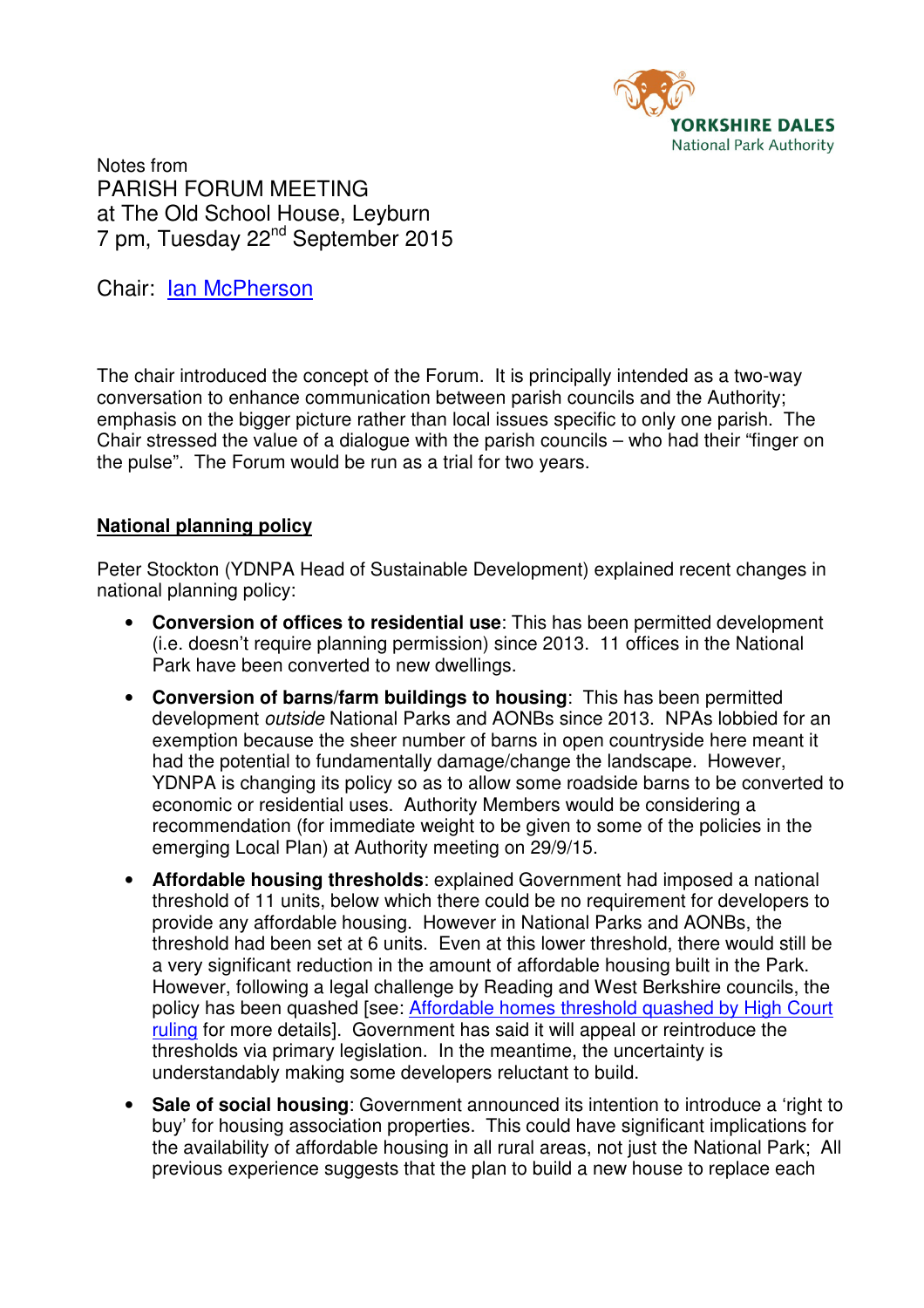Notes from

# PARISH FORUM MEETING
at The Old School House, Leyburn
7 pm, Tuesday 22nd September 2015

Chair: [Ian McPherson]

The chair introduced the concept of the Forum. It is principally intended as a two-way conversation to enhance communication between parish councils and the Authority; emphasis on the bigger picture rather than local issues specific to only one parish. The Chair stressed the value of a dialogue with the parish councils – who had their "finger on the pulse". The Forum would be run as a trial for two years.

## National planning policy

Peter Stockton (YDNPA Head of Sustainable Development) explained recent changes in national planning policy:

- **Conversion of offices to residential use**: This has been permitted development (i.e. doesn't require planning permission) since 2013. 11 offices in the National Park have been converted to new dwellings.
- **Conversion of barns/farm buildings to housing**: This has been permitted development *outside* National Parks and AONBs since 2013. NPAs lobbied for an exemption because the sheer number of barns in open countryside here meant it had the potential to fundamentally damage/change the landscape. However, YDNPA is changing its policy so as to allow some roadside barns to be converted to economic or residential uses. Authority Members would be considering a recommendation (for immediate weight to be given to some of the policies in the emerging Local Plan) at Authority meeting on 29/9/15.
- **Affordable housing thresholds**: explained Government had imposed a national threshold of 11 units, below which there could be no requirement for developers to provide any affordable housing. However in National Parks and AONBs, the threshold had been set at 6 units. Even at this lower threshold, there would still be a very significant reduction in the amount of affordable housing built in the Park. However, following a legal challenge by Reading and West Berkshire councils, the policy has been quashed [see: Affordable homes threshold quashed by High Court ruling for more details]. Government has said it will appeal or reintroduce the thresholds via primary legislation. In the meantime, the uncertainty is understandably making some developers reluctant to build.
- **Sale of social housing**: Government announced its intention to introduce a 'right to buy' for housing association properties. This could have significant implications for the availability of affordable housing in all rural areas, not just the National Park; All previous experience suggests that the plan to build a new house to replace each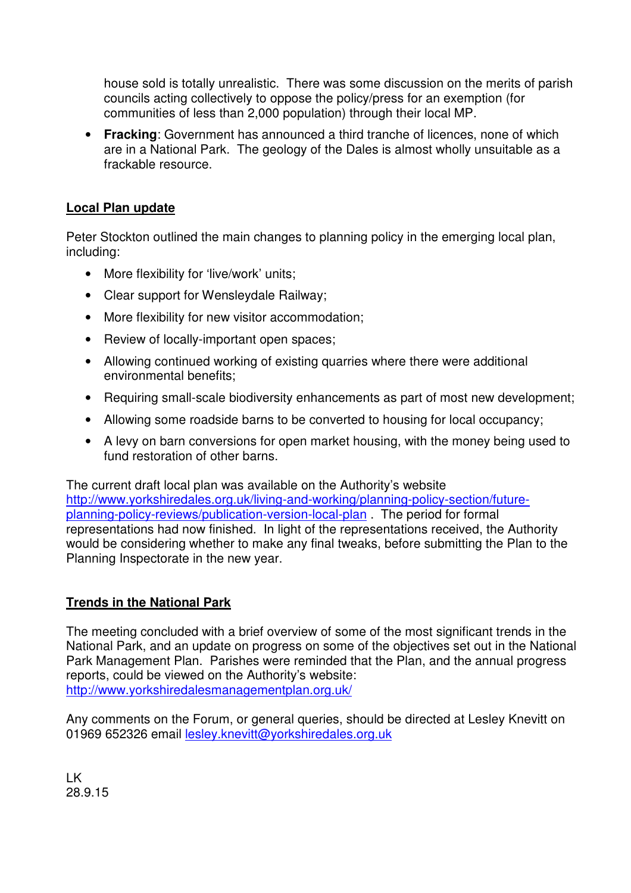house sold is totally unrealistic. There was some discussion on the merits of parish councils acting collectively to oppose the policy/press for an exemption (for communities of less than 2,000 population) through their local MP.

- **Fracking**: Government has announced a third tranche of licences, none of which are in a National Park. The geology of the Dales is almost wholly unsuitable as a frackable resource.

## Local Plan update

Peter Stockton outlined the main changes to planning policy in the emerging local plan, including:

- More flexibility for 'live/work' units;
- Clear support for Wensleydale Railway;
- More flexibility for new visitor accommodation;
- Review of locally-important open spaces;
- Allowing continued working of existing quarries where there were additional environmental benefits;
- Requiring small-scale biodiversity enhancements as part of most new development;
- Allowing some roadside barns to be converted to housing for local occupancy;
- A levy on barn conversions for open market housing, with the money being used to fund restoration of other barns.

The current draft local plan was available on the Authority's website http://www.yorkshiredales.org.uk/living-and-working/planning-policy-section/future-planning-policy-reviews/publication-version-local-plan . The period for formal representations had now finished. In light of the representations received, the Authority would be considering whether to make any final tweaks, before submitting the Plan to the Planning Inspectorate in the new year.

## Trends in the National Park

The meeting concluded with a brief overview of some of the most significant trends in the National Park, and an update on progress on some of the objectives set out in the National Park Management Plan. Parishes were reminded that the Plan, and the annual progress reports, could be viewed on the Authority's website: http://www.yorkshiredalesmanagementplan.org.uk/

Any comments on the Forum, or general queries, should be directed at Lesley Knevitt on 01969 652326 email lesley.knevitt@yorkshiredales.org.uk

LK
28.9.15